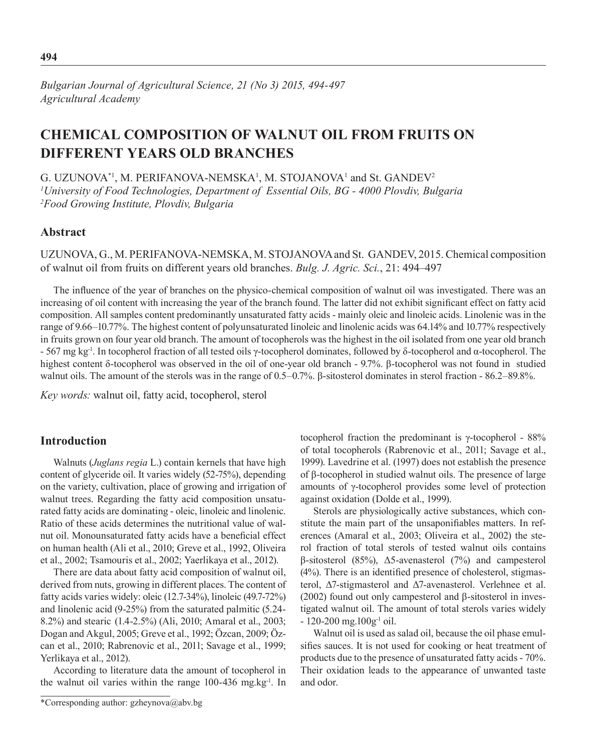*Bulgarian Journal of Agricultural Science, 21 (No 3) 2015, 494-497*
*Agricultural Academy*

# CHEMICAL COMPOSITION OF WALNUT OIL FROM FRUITS ON DIFFERENT YEARS OLD BRANCHES

G. UZUNOVA*[1], M. PERIFANOVA-NEMSKA[1], M. STOJANOVA[1] and St. GANDEV[2]

[1]*University of Food Technologies, Department of Essential Oils, BG - 4000 Plovdiv, Bulgaria*
[2]*Food Growing Institute, Plovdiv, Bulgaria*

## Abstract

UZUNOVA, G., M. PERIFANOVA-NEMSKA, M. STOJANOVA and St. GANDEV, 2015. Chemical composition of walnut oil from fruits on different years old branches. *Bulg. J. Agric. Sci.*, 21: 494–497

The influence of the year of branches on the physico-chemical composition of walnut oil was investigated. There was an increasing of oil content with increasing the year of the branch found. The latter did not exhibit significant effect on fatty acid composition. All samples content predominantly unsaturated fatty acids - mainly oleic and linoleic acids. Linolenic was in the range of 9.66–10.77%. The highest content of polyunsaturated linoleic and linolenic acids was 64.14% and 10.77% respectively in fruits grown on four year old branch. The amount of tocopherols was the highest in the oil isolated from one year old branch - 567 mg kg$^{-1}$. In tocopherol fraction of all tested oils γ-tocopherol dominates, followed by δ-tocopherol and α-tocopherol. The highest content δ-tocopherol was observed in the oil of one-year old branch - 9.7%. β-tocopherol was not found in studied walnut oils. The amount of the sterols was in the range of 0.5–0.7%. β-sitosterol dominates in sterol fraction - 86.2–89.8%.

*Key words:* walnut oil, fatty acid, tocopherol, sterol

## Introduction

Walnuts (*Juglans regia* L.) contain kernels that have high content of glyceride oil. It varies widely (52-75%), depending on the variety, cultivation, place of growing and irrigation of walnut trees. Regarding the fatty acid composition unsaturated fatty acids are dominating - oleic, linoleic and linolenic. Ratio of these acids determines the nutritional value of walnut oil. Monounsaturated fatty acids have a beneficial effect on human health (Ali et al., 2010; Greve et al., 1992, Oliveira et al., 2002; Tsamouris et al., 2002; Yaerlikaya et al., 2012).

There are data about fatty acid composition of walnut oil, derived from nuts, growing in different places. The content of fatty acids varies widely: oleic (12.7-34%), linoleic (49.7-72%) and linolenic acid (9-25%) from the saturated palmitic (5.24-8.2%) and stearic (1.4-2.5%) (Ali, 2010; Amaral et al., 2003; Dogan and Akgul, 2005; Greve et al., 1992; Özcan, 2009; Özcan et al., 2010; Rabrenovic et al., 2011; Savage et al., 1999; Yerlikaya et al., 2012).

According to literature data the amount of tocopherol in the walnut oil varies within the range 100-436 mg.kg$^{-1}$. In tocopherol fraction the predominant is γ-tocopherol - 88% of total tocopherols (Rabrenovic et al., 2011; Savage et al., 1999). Lavedrine et al. (1997) does not establish the presence of β-tocopherol in studied walnut oils. The presence of large amounts of γ-tocopherol provides some level of protection against oxidation (Dolde et al., 1999).

Sterols are physiologically active substances, which constitute the main part of the unsaponifiables matters. In references (Amaral et al., 2003; Oliveira et al., 2002) the sterol fraction of total sterols of tested walnut oils contains β-sitosterol (85%), Δ5-avenasterol (7%) and campesterol (4%). There is an identified presence of cholesterol, stigmasterol, Δ7-stigmasterol and Δ7-avenasterol. Verlehnee et al. (2002) found out only campesterol and β-sitosterol in investigated walnut oil. The amount of total sterols varies widely - 120-200 mg.100g$^{-1}$ oil.

Walnut oil is used as salad oil, because the oil phase emulsifies sauces. It is not used for cooking or heat treatment of products due to the presence of unsaturated fatty acids - 70%. Their oxidation leads to the appearance of unwanted taste and odor.

*Corresponding author: gzheynova@abv.bg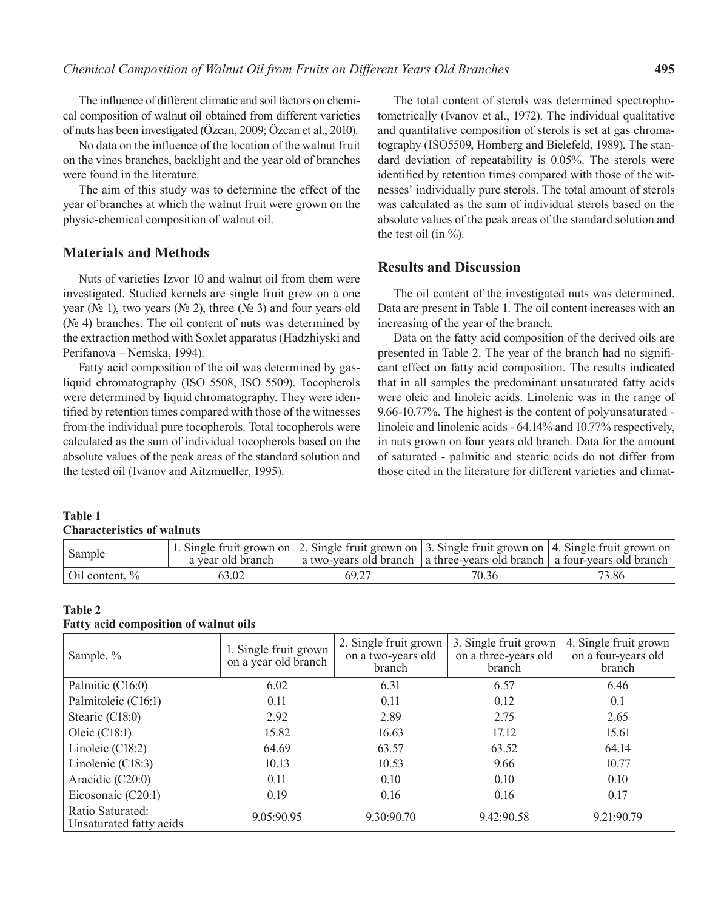The influence of different climatic and soil factors on chemical composition of walnut oil obtained from different varieties of nuts has been investigated (Özcan, 2009; Özcan et al., 2010).

No data on the influence of the location of the walnut fruit on the vines branches, backlight and the year old of branches were found in the literature.

The aim of this study was to determine the effect of the year of branches at which the walnut fruit were grown on the physic-chemical composition of walnut oil.

## Materials and Methods

Nuts of varieties Izvor 10 and walnut oil from them were investigated. Studied kernels are single fruit grew on a one year (№ 1), two years (№ 2), three (№ 3) and four years old (№ 4) branches. The oil content of nuts was determined by the extraction method with Soxlet apparatus (Hadzhiyski and Perifanova – Nemska, 1994).

Fatty acid composition of the oil was determined by gas-liquid chromatography (ISO 5508, ISO 5509). Tocopherols were determined by liquid chromatography. They were identified by retention times compared with those of the witnesses from the individual pure tocopherols. Total tocopherols were calculated as the sum of individual tocopherols based on the absolute values of the peak areas of the standard solution and the tested oil (Ivanov and Aitzmueller, 1995).

The total content of sterols was determined spectrophotometrically (Ivanov et al., 1972). The individual qualitative and quantitative composition of sterols is set at gas chromatography (ISO5509, Homberg and Bielefeld, 1989). The standard deviation of repeatability is 0.05%. The sterols were identified by retention times compared with those of the witnesses' individually pure sterols. The total amount of sterols was calculated as the sum of individual sterols based on the absolute values of the peak areas of the standard solution and the test oil (in %).

## Results and Discussion

The oil content of the investigated nuts was determined. Data are present in Table 1. The oil content increases with an increasing of the year of the branch.

Data on the fatty acid composition of the derived oils are presented in Table 2. The year of the branch had no significant effect on fatty acid composition. The results indicated that in all samples the predominant unsaturated fatty acids were oleic and linoleic acids. Linolenic was in the range of 9.66-10.77%. The highest is the content of polyunsaturated - linoleic and linolenic acids - 64.14% and 10.77% respectively, in nuts grown on four years old branch. Data for the amount of saturated - palmitic and stearic acids do not differ from those cited in the literature for different varieties and climat-

**Table 1**
**Characteristics of walnuts**

| Sample | 1. Single fruit grown on a year old branch | 2. Single fruit grown on a two-years old branch | 3. Single fruit grown on a three-years old branch | 4. Single fruit grown on a four-years old branch |
|---|---|---|---|---|
| Oil content, % | 63.02 | 69.27 | 70.36 | 73.86 |

**Table 2**
**Fatty acid composition of walnut oils**

| Sample, % | 1. Single fruit grown on a year old branch | 2. Single fruit grown on a two-years old branch | 3. Single fruit grown on a three-years old branch | 4. Single fruit grown on a four-years old branch |
|---|---|---|---|---|
| Palmitic (C16:0) | 6.02 | 6.31 | 6.57 | 6.46 |
| Palmitoleic (C16:1) | 0.11 | 0.11 | 0.12 | 0.1 |
| Stearic (C18:0) | 2.92 | 2.89 | 2.75 | 2.65 |
| Oleic (C18:1) | 15.82 | 16.63 | 17.12 | 15.61 |
| Linoleic (C18:2) | 64.69 | 63.57 | 63.52 | 64.14 |
| Linolenic (C18:3) | 10.13 | 10.53 | 9.66 | 10.77 |
| Aracidic (C20:0) | 0.11 | 0.10 | 0.10 | 0.10 |
| Eicosonaic (C20:1) | 0.19 | 0.16 | 0.16 | 0.17 |
| Ratio Saturated: Unsaturated fatty acids | 9.05:90.95 | 9.30:90.70 | 9.42:90.58 | 9.21:90.79 |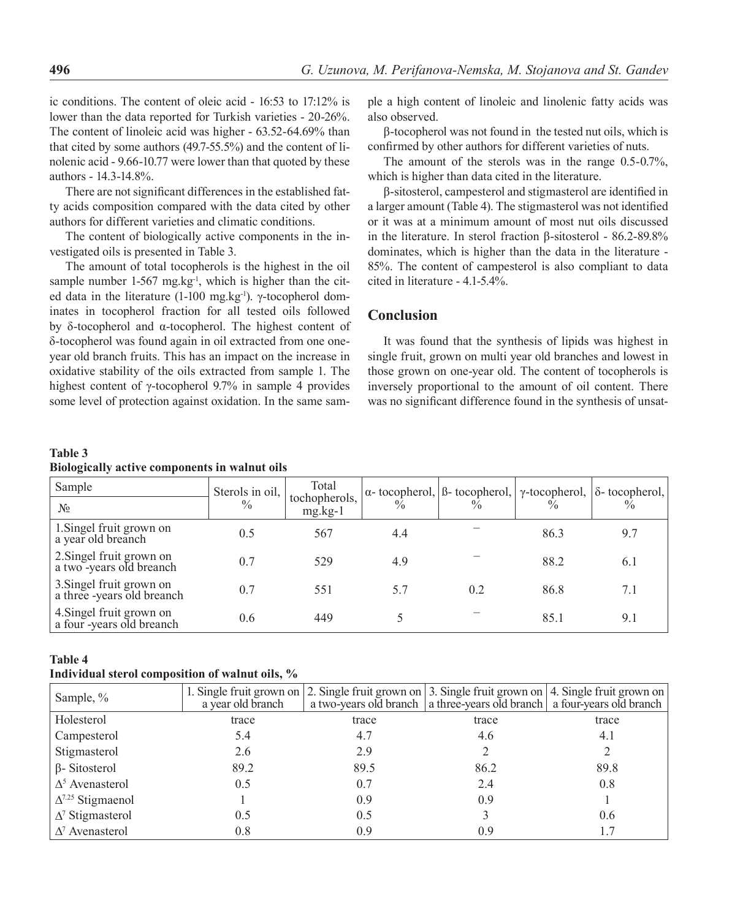ic conditions. The content of oleic acid - 16:53 to 17:12% is lower than the data reported for Turkish varieties - 20-26%. The content of linoleic acid was higher - 63.52-64.69% than that cited by some authors (49.7-55.5%) and the content of linolenic acid - 9.66-10.77 were lower than that quoted by these authors - 14.3-14.8%.

There are not significant differences in the established fatty acids composition compared with the data cited by other authors for different varieties and climatic conditions.

The content of biologically active components in the investigated oils is presented in Table 3.

The amount of total tocopherols is the highest in the oil sample number 1-567 mg.kg$^{-1}$, which is higher than the cited data in the literature (1-100 mg.kg$^{-1}$). γ-tocopherol dominates in tocopherol fraction for all tested oils followed by δ-tocopherol and α-tocopherol. The highest content of δ-tocopherol was found again in oil extracted from one one-year old branch fruits. This has an impact on the increase in oxidative stability of the oils extracted from sample 1. The highest content of γ-tocopherol 9.7% in sample 4 provides some level of protection against oxidation. In the same sample a high content of linoleic and linolenic fatty acids was also observed.

β-tocopherol was not found in the tested nut oils, which is confirmed by other authors for different varieties of nuts.

The amount of the sterols was in the range 0.5-0.7%, which is higher than data cited in the literature.

β-sitosterol, campesterol and stigmasterol are identified in a larger amount (Table 4). The stigmasterol was not identified or it was at a minimum amount of most nut oils discussed in the literature. In sterol fraction β-sitosterol - 86.2-89.8% dominates, which is higher than the data in the literature - 85%. The content of campesterol is also compliant to data cited in literature - 4.1-5.4%.

## Conclusion

It was found that the synthesis of lipids was highest in single fruit, grown on multi year old branches and lowest in those grown on one-year old. The content of tocopherols is inversely proportional to the amount of oil content. There was no significant difference found in the synthesis of unsat-

**Table 3**
**Biologically active components in walnut oils**

| Sample № | Sterols in oil, % | Total tochopherols, mg.kg-1 | α- tocopherol, % | ß- tocopherol, % | γ-tocopherol, % | δ- tocopherol, % |
|---|---|---|---|---|---|---|
| 1.Singel fruit grown on a year old breanch | 0.5 | 567 | 4.4 | – | 86.3 | 9.7 |
| 2.Singel fruit grown on a two -years old breanch | 0.7 | 529 | 4.9 | – | 88.2 | 6.1 |
| 3.Singel fruit grown on a three -years old breanch | 0.7 | 551 | 5.7 | 0.2 | 86.8 | 7.1 |
| 4.Singel fruit grown on a four -years old breanch | 0.6 | 449 | 5 | – | 85.1 | 9.1 |

**Table 4**
**Individual sterol composition of walnut oils, %**

| Sample, % | 1. Single fruit grown on a year old branch | 2. Single fruit grown on a two-years old branch | 3. Single fruit grown on a three-years old branch | 4. Single fruit grown on a four-years old branch |
|---|---|---|---|---|
| Holesterol | trace | trace | trace | trace |
| Campesterol | 5.4 | 4.7 | 4.6 | 4.1 |
| Stigmasterol | 2.6 | 2.9 | 2 | 2 |
| β- Sitosterol | 89.2 | 89.5 | 86.2 | 89.8 |
| $\Delta^5$ Avenasterol | 0.5 | 0.7 | 2.4 | 0.8 |
| $\Delta^{7.25}$ Stigmaenol | 1 | 0.9 | 0.9 | 1 |
| $\Delta^7$ Stigmasterol | 0.5 | 0.5 | 3 | 0.6 |
| $\Delta^7$ Avenasterol | 0.8 | 0.9 | 0.9 | 1.7 |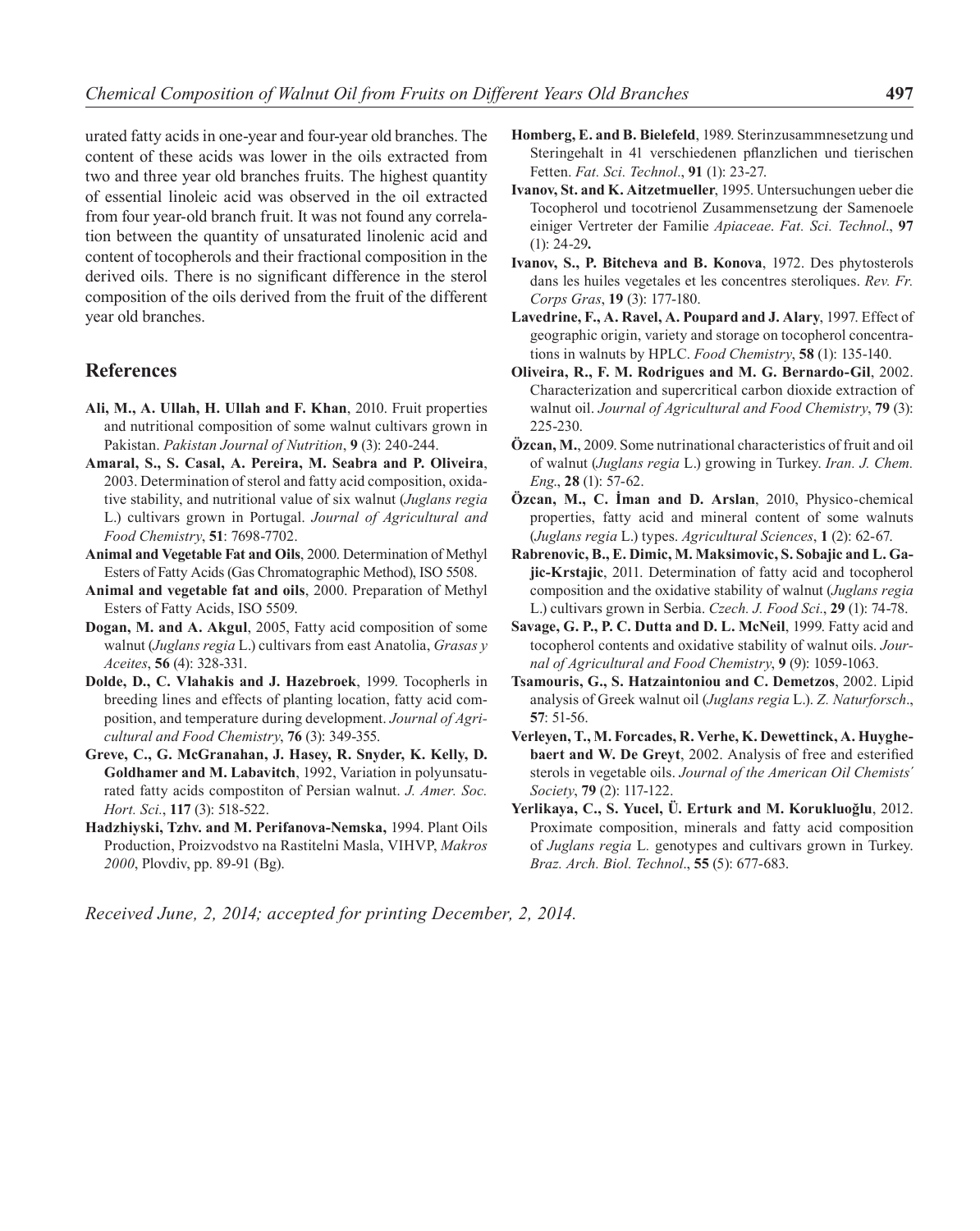urated fatty acids in one-year and four-year old branches. The content of these acids was lower in the oils extracted from two and three year old branches fruits. The highest quantity of essential linoleic acid was observed in the oil extracted from four year-old branch fruit. It was not found any correlation between the quantity of unsaturated linolenic acid and content of tocopherols and their fractional composition in the derived oils. There is no significant difference in the sterol composition of the oils derived from the fruit of the different year old branches.

## References

**Ali, M., A. Ullah, H. Ullah and F. Khan**, 2010. Fruit properties and nutritional composition of some walnut cultivars grown in Pakistan. *Pakistan Journal of Nutrition*, **9** (3): 240-244.

**Amaral, S., S. Casal, A. Pereira, M. Seabra and P. Oliveira**, 2003. Determination of sterol and fatty acid composition, oxidative stability, and nutritional value of six walnut (*Juglans regia* L.) cultivars grown in Portugal. *Journal of Agricultural and Food Chemistry*, **51**: 7698-7702.

**Animal and Vegetable Fat and Oils**, 2000. Determination of Methyl Esters of Fatty Acids (Gas Chromatographic Method), ISO 5508.

**Animal and vegetable fat and oils**, 2000. Preparation of Methyl Esters of Fatty Acids, ISO 5509.

**Dogan, M. and A. Akgul**, 2005, Fatty acid composition of some walnut (*Juglans regia* L.) cultivars from east Anatolia, *Grasas y Aceites*, **56** (4): 328-331.

**Dolde, D., C. Vlahakis and J. Hazebroek**, 1999. Tocopherls in breeding lines and effects of planting location, fatty acid composition, and temperature during development. *Journal of Agricultural and Food Chemistry*, **76** (3): 349-355.

**Greve, C., G. McGranahan, J. Hasey, R. Snyder, K. Kelly, D. Goldhamer and M. Labavitch**, 1992, Variation in polyunsaturated fatty acids compostiton of Persian walnut. *J. Amer. Soc. Hort. Sci.*, **117** (3): 518-522.

**Hadzhiyski, Tzhv. and M. Perifanova-Nemska,** 1994. Plant Oils Production, Proizvodstvo na Rastitelni Masla, VIHVP, *Makros 2000*, Plovdiv, pp. 89-91 (Bg).

**Homberg, E. and B. Bielefeld**, 1989. Sterinzusammnesetzung und Steringehalt in 41 verschiedenen pflanzlichen und tierischen Fetten. *Fat. Sci. Technol*., **91** (1): 23-27.

**Ivanov, St. and K. Aitzetmueller**, 1995. Untersuchungen ueber die Tocopherol und tocotrienol Zusammensetzung der Samenoele einiger Vertreter der Familie *Apiaceae*. *Fat. Sci. Technol*., **97** (1): 24-29**.**

**Ivanov, S., P. Bitcheva and B. Konova**, 1972. Des phytosterols dans les huiles vegetales et les concentres steroliques. *Rev. Fr. Corps Gras*, **19** (3): 177-180.

**Lavedrine, F., A. Ravel, A. Poupard and J. Alary**, 1997. Effect of geographic origin, variety and storage on tocopherol concentrations in walnuts by HPLC. *Food Chemistry*, **58** (1): 135-140.

**Oliveira, R., F. M. Rodrigues and M. G. Bernardo-Gil**, 2002. Characterization and supercritical carbon dioxide extraction of walnut oil. *Journal of Agricultural and Food Chemistry*, **79** (3): 225-230.

**Özcan, M.**, 2009. Some nutrinational characteristics of fruit and oil of walnut (*Juglans regia* L.) growing in Turkey. *Iran. J. Chem. Eng*., **28** (1): 57-62.

**Özcan, M., C. İman and D. Arslan**, 2010, Physico-chemical properties, fatty acid and mineral content of some walnuts (*Juglans regia* L.) types. *Agricultural Sciences*, **1** (2): 62-67.

**Rabrenovic, B., E. Dimic, M. Maksimovic, S. Sobajic and L. Gajic-Krstajic**, 2011. Determination of fatty acid and tocopherol composition and the oxidative stability of walnut (*Juglans regia* L.) cultivars grown in Serbia. *Czech. J. Food Sci*., **29** (1): 74-78.

**Savage, G. P., P. C. Dutta and D. L. McNeil**, 1999. Fatty acid and tocopherol contents and oxidative stability of walnut oils. *Journal of Agricultural and Food Chemistry*, **9** (9): 1059-1063.

**Tsamouris, G., S. Hatzaintoniou and C. Demetzos**, 2002. Lipid analysis of Greek walnut oil (*Juglans regia* L.). *Z. Naturforsch*., **57**: 51-56.

**Verleyen, T., M. Forcades, R. Verhe, K. Dewettinck, A. Huyghebaert and W. De Greyt**, 2002. Analysis of free and esterified sterols in vegetable oils. *Journal of the American Oil Chemists´ Society*, **79** (2): 117-122.

**Yerlikaya, C., S. Yucel, Ü. Erturk and M. Korukluoğlu**, 2012. Proximate composition, minerals and fatty acid composition of *Juglans regia* L. genotypes and cultivars grown in Turkey. *Braz. Arch. Biol. Technol*., **55** (5): 677-683.

*Received June, 2, 2014; accepted for printing December, 2, 2014.*